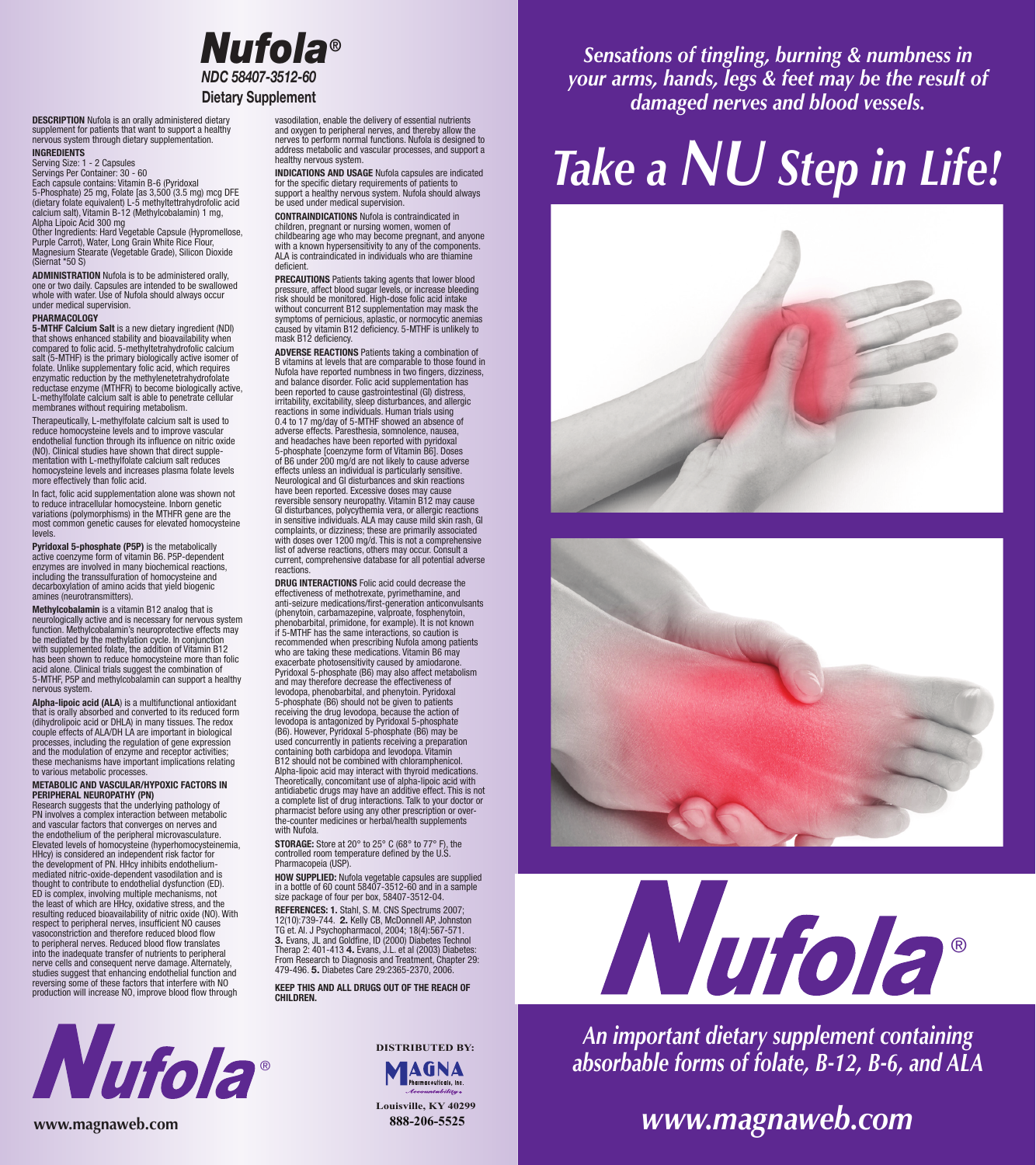# Nufola®

*NDC 58407-3512-60*

**Dietary Supplement**

**DESCRIPTION** Nufola is an orally administered dietary supplement for patients that want to support a healthy nervous system through dietary supplementation.

**INGREDIENTS**

Serving Size: 1 - 2 Capsules
Servings Per Container: 30 - 60
Each capsule contains: Vitamin B-6 (Pyridoxal 5-Phosphate) 25 mg, Folate [as 3,500 (3.5 mg) mcg DFE (dietary folate equivalent) L-5 methyltettrahydrofolic acid calcium salt), Vitamin B-12 (Methylcobalamin) 1 mg, Alpha Lipoic Acid 300 mg
Other Ingredients: Hard Vegetable Capsule (Hypromellose, Purple Carrot), Water, Long Grain White Rice Flour, Magnesium Stearate (Vegetable Grade), Silicon Dioxide (Siernat *50 S)

**ADMINISTRATION** Nufola is to be administered orally, one or two daily. Capsules are intended to be swallowed whole with water. Use of Nufola should always occur under medical supervision.

**PHARMACOLOGY**

**5-MTHF Calcium Salt** is a new dietary ingredient (NDI) that shows enhanced stability and bioavailability when compared to folic acid. 5-methyltetrahydrofolic calcium salt (5-MTHF) is the primary biologically active isomer of folate. Unlike supplementary folic acid, which requires enzymatic reduction by the methylenetetrahydrofolate reductase enzyme (MTHFR) to become biologically active, L-methylfolate calcium salt is able to penetrate cellular membranes without requiring metabolism.

Therapeutically, L-methylfolate calcium salt is used to reduce homocysteine levels and to improve vascular endothelial function through its influence on nitric oxide (NO). Clinical studies have shown that direct supplementation with L-methylfolate calcium salt reduces homocysteine levels and increases plasma folate levels more effectively than folic acid.

In fact, folic acid supplementation alone was shown not to reduce intracellular homocysteine. Inborn genetic variations (polymorphisms) in the MTHFR gene are the most common genetic causes for elevated homocysteine levels.

**Pyridoxal 5-phosphate (P5P)** is the metabolically active coenzyme form of vitamin B6. P5P-dependent enzymes are involved in many biochemical reactions, including the transsulfuration of homocysteine and decarboxylation of amino acids that yield biogenic amines (neurotransmitters).

**Methylcobalamin** is a vitamin B12 analog that is neurologically active and is necessary for nervous system function. Methylcobalamin's neuroprotective effects may be mediated by the methylation cycle. In conjunction with supplemented folate, the addition of Vitamin B12 has been shown to reduce homocysteine more than folic acid alone. Clinical trials suggest the combination of 5-MTHF, P5P and methylcobalamin can support a healthy nervous system.

**Alpha-lipoic acid (ALA)** is a multifunctional antioxidant that is orally absorbed and converted to its reduced form (dihydrolipoic acid or DHLA) in many tissues. The redox couple effects of ALA/DH LA are important in biological processes, including the regulation of gene expression and the modulation of enzyme and receptor activities; these mechanisms have important implications relating to various metabolic processes.

**METABOLIC AND VASCULAR/HYPOXIC FACTORS IN PERIPHERAL NEUROPATHY (PN)**

Research suggests that the underlying pathology of PN involves a complex interaction between metabolic and vascular factors that converges on nerves and the endothelium of the peripheral microvasculature. Elevated levels of homocysteine (hyperhomocysteinemia, HHcy) is considered an independent risk factor for the development of PN. HHcy inhibits endothelium-mediated nitric-oxide-dependent vasodilation and is thought to contribute to endothelial dysfunction (ED). ED is complex, involving multiple mechanisms, not the least of which are HHcy, oxidative stress, and the resulting reduced bioavailability of nitric oxide (NO). With respect to peripheral nerves, insufficient NO causes vasoconstriction and therefore reduced blood flow to peripheral nerves. Reduced blood flow translates into the inadequate transfer of nutrients to peripheral nerve cells and consequent nerve damage. Alternately, studies suggest that enhancing endothelial function and reversing some of these factors that interfere with NO production will increase NO, improve blood flow through vasodilation, enable the delivery of essential nutrients and oxygen to peripheral nerves, and thereby allow the nerves to perform normal functions. Nufola is designed to address metabolic and vascular processes, and support a healthy nervous system.

**INDICATIONS AND USAGE** Nufola capsules are indicated for the specific dietary requirements of patients to support a healthy nervous system. Nufola should always be used under medical supervision.

**CONTRAINDICATIONS** Nufola is contraindicated in children, pregnant or nursing women, women of childbearing age who may become pregnant, and anyone with a known hypersensitivity to any of the components. ALA is contraindicated in individuals who are thiamine deficient.

**PRECAUTIONS** Patients taking agents that lower blood pressure, affect blood sugar levels, or increase bleeding risk should be monitored. High-dose folic acid intake without concurrent B12 supplementation may mask the symptoms of pernicious, aplastic, or normocytic anemias caused by vitamin B12 deficiency. 5-MTHF is unlikely to mask B12 deficiency.

**ADVERSE REACTIONS** Patients taking a combination of B vitamins at levels that are comparable to those found in Nufola have reported numbness in two fingers, dizziness, and balance disorder. Folic acid supplementation has been reported to cause gastrointestinal (GI) distress, irritability, excitability, sleep disturbances, and allergic reactions in some individuals. Human trials using 0.4 to 17 mg/day of 5-MTHF showed an absence of adverse effects. Paresthesia, somnolence, nausea, and headaches have been reported with pyridoxal 5-phosphate [coenzyme form of Vitamin B6]. Doses of B6 under 200 mg/d are not likely to cause adverse effects unless an individual is particularly sensitive. Neurological and GI disturbances and skin reactions have been reported. Excessive doses may cause reversible sensory neuropathy. Vitamin B12 may cause GI disturbances, polycythemia vera, or allergic reactions in sensitive individuals. ALA may cause mild skin rash, GI complaints, or dizziness; these are primarily associated with doses over 1200 mg/d. This is not a comprehensive list of adverse reactions, others may occur. Consult a current, comprehensive database for all potential adverse reactions.

**DRUG INTERACTIONS** Folic acid could decrease the effectiveness of methotrexate, pyrimethamine, and anti-seizure medications/first-generation anticonvulsants (phenytoin, carbamazepine, valproate, fosphenytoin, phenobarbital, primidone, for example). It is not known if 5-MTHF has the same interactions, so caution is recommended when prescribing Nufola among patients who are taking these medications. Vitamin B6 may exacerbate photosensitivity caused by amiodarone. Pyridoxal 5-phosphate (B6) may also affect metabolism and may therefore decrease the effectiveness of levodopa, phenobarbital, and phenytoin. Pyridoxal 5-phosphate (B6) should not be given to patients receiving the drug levodopa, because the action of levodopa is antagonized by Pyridoxal 5-phosphate (B6). However, Pyridoxal 5-phosphate (B6) may be used concurrently in patients receiving a preparation containing both carbidopa and levodopa. Vitamin B12 should not be combined with chloramphenicol. Alpha-lipoic acid may interact with thyroid medications. Theoretically, concomitant use of alpha-lipoic acid with antidiabetic drugs may have an additive effect. This is not a complete list of drug interactions. Talk to your doctor or pharmacist before using any other prescription or over-the-counter medicines or herbal/health supplements with Nufola.

**STORAGE:** Store at 20° to 25° C (68° to 77° F), the controlled room temperature defined by the U.S. Pharmacopeia (USP).

**HOW SUPPLIED:** Nufola vegetable capsules are supplied in a bottle of 60 count 58407-3512-60 and in a sample size package of four per box, 58407-3512-04.

**REFERENCES: 1.** Stahl, S. M. CNS Spectrums 2007; 12(10):739-744. **2.** Kelly CB, McDonnell AP, Johnston TG et. Al. J Psychopharmacol, 2004; 18(4):567-571. **3.** Evans, JL and Goldfine, ID (2000) Diabetes Technol Therap 2: 401-413 **4.** Evans, J.L. et al (2003) Diabetes: From Research to Diagnosis and Treatment, Chapter 29: 479-496. **5.** Diabetes Care 29:2365-2370, 2006.

**KEEP THIS AND ALL DRUGS OUT OF THE REACH OF CHILDREN.**

Nufola®

www.magnaweb.com

DISTRIBUTED BY:
MAGNA Pharmaceuticals, Inc.
*Accountability*
Louisville, KY 40299
888-206-5525

*Sensations of tingling, burning & numbness in your arms, hands, legs & feet may be the result of damaged nerves and blood vessels.*

## *Take a NU Step in Life!*

# Nufola®

*An important dietary supplement containing absorbable forms of folate, B-12, B-6, and ALA*

*www.magnaweb.com*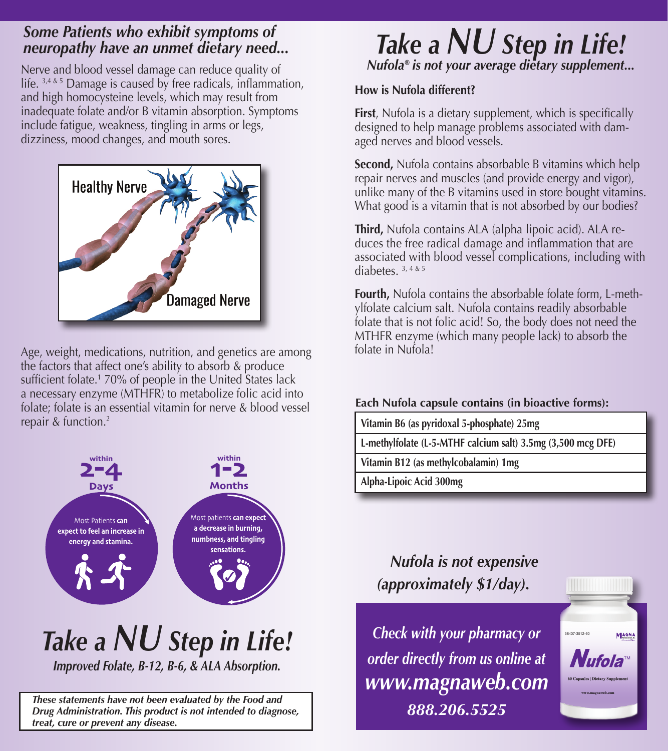## *Some Patients who exhibit symptoms of neuropathy have an unmet dietary need...*

Nerve and blood vessel damage can reduce quality of life.[3,4 & 5] Damage is caused by free radicals, inflammation, and high homocysteine levels, which may result from inadequate folate and/or B vitamin absorption. Symptoms include fatigue, weakness, tingling in arms or legs, dizziness, mood changes, and mouth sores.

Healthy Nerve

Damaged Nerve

Age, weight, medications, nutrition, and genetics are among the factors that affect one's ability to absorb & produce sufficient folate.[1] 70% of people in the United States lack a necessary enzyme (MTHFR) to metabolize folic acid into folate; folate is an essential vitamin for nerve & blood vessel repair & function.[2]

within **2-4** Days

Most Patients **can expect to feel an increase in energy and stamina.**

within **1-2** Months

Most patients **can expect a decrease in burning, numbness, and tingling sensations.**

# *Take a NU Step in Life!*

***Improved Folate, B-12, B-6, & ALA Absorption.***

***These statements have not been evaluated by the Food and Drug Administration. This product is not intended to diagnose, treat, cure or prevent any disease.***

# *Take a NU Step in Life!*

***Nufola® is not your average dietary supplement...***

**How is Nufola different?**

**First**, Nufola is a dietary supplement, which is specifically designed to help manage problems associated with damaged nerves and blood vessels.

**Second,** Nufola contains absorbable B vitamins which help repair nerves and muscles (and provide energy and vigor), unlike many of the B vitamins used in store bought vitamins. What good is a vitamin that is not absorbed by our bodies?

**Third,** Nufola contains ALA (alpha lipoic acid). ALA reduces the free radical damage and inflammation that are associated with blood vessel complications, including with diabetes.[3, 4 & 5]

**Fourth,** Nufola contains the absorbable folate form, L-methylfolate calcium salt. Nufola contains readily absorbable folate that is not folic acid! So, the body does not need the MTHFR enzyme (which many people lack) to absorb the folate in Nufola!

**Each Nufola capsule contains (in bioactive forms):**

| |
|---|
| **Vitamin B6 (as pyridoxal 5-phosphate) 25mg** |
| **L-methylfolate (L-5-MTHF calcium salt) 3.5mg (3,500 mcg DFE)** |
| **Vitamin B12 (as methylcobalamin) 1mg** |
| **Alpha-Lipoic Acid 300mg** |

***Nufola is not expensive (approximately $1/day).***

*Check with your pharmacy or order directly from us online at*

***www.magnaweb.com***

***888.206.5525***